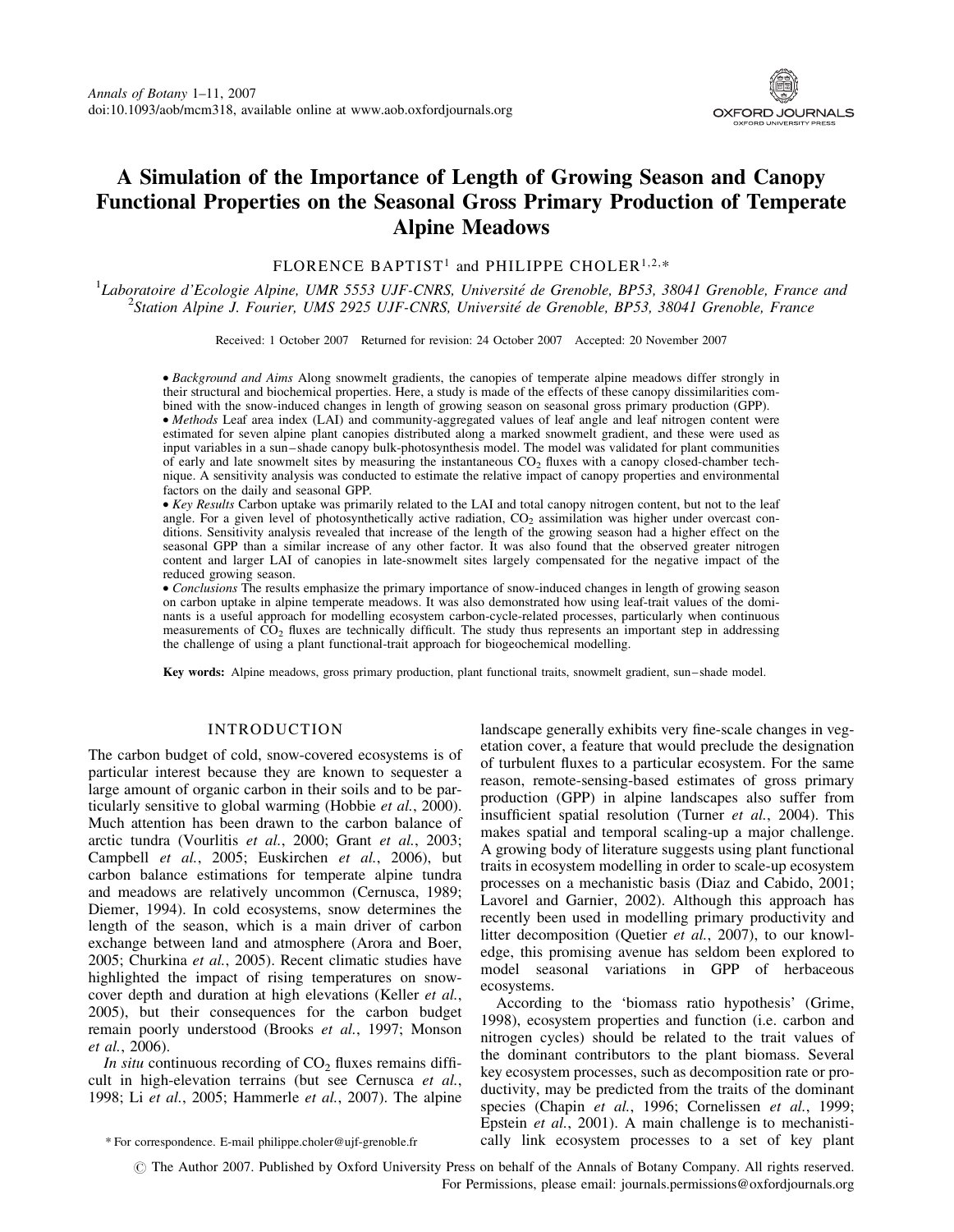Annals of Botany 1–11, 2007
doi:10.1093/aob/mcm318, available online at www.aob.oxfordjournals.org

# A Simulation of the Importance of Length of Growing Season and Canopy Functional Properties on the Seasonal Gross Primary Production of Temperate Alpine Meadows

FLORENCE BAPTIST[1] and PHILIPPE CHOLER[1,2,*]

[1]*Laboratoire d'Ecologie Alpine, UMR 5553 UJF-CNRS, Université de Grenoble, BP53, 38041 Grenoble, France and* [2]*Station Alpine J. Fourier, UMS 2925 UJF-CNRS, Université de Grenoble, BP53, 38041 Grenoble, France*

Received: 1 October 2007 Returned for revision: 24 October 2007 Accepted: 20 November 2007

- *Background and Aims* Along snowmelt gradients, the canopies of temperate alpine meadows differ strongly in their structural and biochemical properties. Here, a study is made of the effects of these canopy dissimilarities combined with the snow-induced changes in length of growing season on seasonal gross primary production (GPP).
- *Methods* Leaf area index (LAI) and community-aggregated values of leaf angle and leaf nitrogen content were estimated for seven alpine plant canopies distributed along a marked snowmelt gradient, and these were used as input variables in a sun–shade canopy bulk-photosynthesis model. The model was validated for plant communities of early and late snowmelt sites by measuring the instantaneous $CO_2$ fluxes with a canopy closed-chamber technique. A sensitivity analysis was conducted to estimate the relative impact of canopy properties and environmental factors on the daily and seasonal GPP.
- *Key Results* Carbon uptake was primarily related to the LAI and total canopy nitrogen content, but not to the leaf angle. For a given level of photosynthetically active radiation, $CO_2$ assimilation was higher under overcast conditions. Sensitivity analysis revealed that increase of the length of the growing season had a higher effect on the seasonal GPP than a similar increase of any other factor. It was also found that the observed greater nitrogen content and larger LAI of canopies in late-snowmelt sites largely compensated for the negative impact of the reduced growing season.
- *Conclusions* The results emphasize the primary importance of snow-induced changes in length of growing season on carbon uptake in alpine temperate meadows. It was also demonstrated how using leaf-trait values of the dominants is a useful approach for modelling ecosystem carbon-cycle-related processes, particularly when continuous measurements of $CO_2$ fluxes are technically difficult. The study thus represents an important step in addressing the challenge of using a plant functional-trait approach for biogeochemical modelling.

**Key words:** Alpine meadows, gross primary production, plant functional traits, snowmelt gradient, sun–shade model.

## INTRODUCTION

The carbon budget of cold, snow-covered ecosystems is of particular interest because they are known to sequester a large amount of organic carbon in their soils and to be particularly sensitive to global warming (Hobbie *et al.*, 2000). Much attention has been drawn to the carbon balance of arctic tundra (Vourlitis *et al.*, 2000; Grant *et al.*, 2003; Campbell *et al.*, 2005; Euskirchen *et al.*, 2006), but carbon balance estimations for temperate alpine tundra and meadows are relatively uncommon (Cernusca, 1989; Diemer, 1994). In cold ecosystems, snow determines the length of the season, which is a main driver of carbon exchange between land and atmosphere (Arora and Boer, 2005; Churkina *et al.*, 2005). Recent climatic studies have highlighted the impact of rising temperatures on snow-cover depth and duration at high elevations (Keller *et al.*, 2005), but their consequences for the carbon budget remain poorly understood (Brooks *et al.*, 1997; Monson *et al.*, 2006).

*In situ* continuous recording of $CO_2$ fluxes remains difficult in high-elevation terrains (but see Cernusca *et al.*, 1998; Li *et al.*, 2005; Hammerle *et al.*, 2007). The alpine landscape generally exhibits very fine-scale changes in vegetation cover, a feature that would preclude the designation of turbulent fluxes to a particular ecosystem. For the same reason, remote-sensing-based estimates of gross primary production (GPP) in alpine landscapes also suffer from insufficient spatial resolution (Turner *et al.*, 2004). This makes spatial and temporal scaling-up a major challenge. A growing body of literature suggests using plant functional traits in ecosystem modelling in order to scale-up ecosystem processes on a mechanistic basis (Diaz and Cabido, 2001; Lavorel and Garnier, 2002). Although this approach has recently been used in modelling primary productivity and litter decomposition (Quetier *et al.*, 2007), to our knowledge, this promising avenue has seldom been explored to model seasonal variations in GPP of herbaceous ecosystems.

According to the 'biomass ratio hypothesis' (Grime, 1998), ecosystem properties and function (i.e. carbon and nitrogen cycles) should be related to the trait values of the dominant contributors to the plant biomass. Several key ecosystem processes, such as decomposition rate or productivity, may be predicted from the traits of the dominant species (Chapin *et al.*, 1996; Cornelissen *et al.*, 1999; Epstein *et al.*, 2001). A main challenge is to mechanistically link ecosystem processes to a set of key plant

\* For correspondence. E-mail philippe.choler@ujf-grenoble.fr

© The Author 2007. Published by Oxford University Press on behalf of the Annals of Botany Company. All rights reserved. For Permissions, please email: journals.permissions@oxfordjournals.org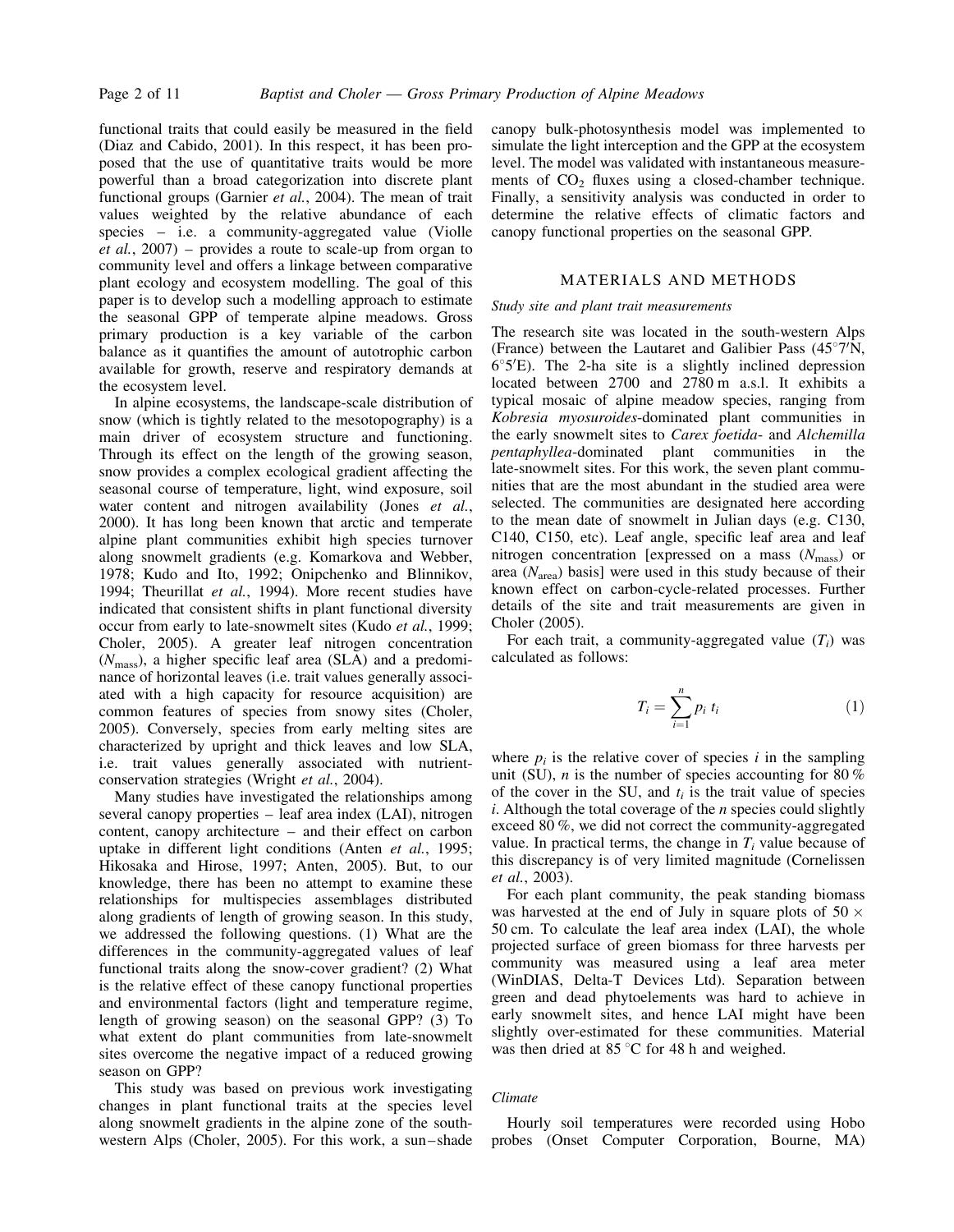functional traits that could easily be measured in the field (Diaz and Cabido, 2001). In this respect, it has been proposed that the use of quantitative traits would be more powerful than a broad categorization into discrete plant functional groups (Garnier *et al.*, 2004). The mean of trait values weighted by the relative abundance of each species – i.e. a community-aggregated value (Violle *et al.*, 2007) – provides a route to scale-up from organ to community level and offers a linkage between comparative plant ecology and ecosystem modelling. The goal of this paper is to develop such a modelling approach to estimate the seasonal GPP of temperate alpine meadows. Gross primary production is a key variable of the carbon balance as it quantifies the amount of autotrophic carbon available for growth, reserve and respiratory demands at the ecosystem level.

In alpine ecosystems, the landscape-scale distribution of snow (which is tightly related to the mesotopography) is a main driver of ecosystem structure and functioning. Through its effect on the length of the growing season, snow provides a complex ecological gradient affecting the seasonal course of temperature, light, wind exposure, soil water content and nitrogen availability (Jones *et al.*, 2000). It has long been known that arctic and temperate alpine plant communities exhibit high species turnover along snowmelt gradients (e.g. Komarkova and Webber, 1978; Kudo and Ito, 1992; Onipchenko and Blinnikov, 1994; Theurillat *et al.*, 1994). More recent studies have indicated that consistent shifts in plant functional diversity occur from early to late-snowmelt sites (Kudo *et al.*, 1999; Choler, 2005). A greater leaf nitrogen concentration ($N_{mass}$), a higher specific leaf area (SLA) and a predominance of horizontal leaves (i.e. trait values generally associated with a high capacity for resource acquisition) are common features of species from snowy sites (Choler, 2005). Conversely, species from early melting sites are characterized by upright and thick leaves and low SLA, i.e. trait values generally associated with nutrient-conservation strategies (Wright *et al.*, 2004).

Many studies have investigated the relationships among several canopy properties – leaf area index (LAI), nitrogen content, canopy architecture – and their effect on carbon uptake in different light conditions (Anten *et al.*, 1995; Hikosaka and Hirose, 1997; Anten, 2005). But, to our knowledge, there has been no attempt to examine these relationships for multispecies assemblages distributed along gradients of length of growing season. In this study, we addressed the following questions. (1) What are the differences in the community-aggregated values of leaf functional traits along the snow-cover gradient? (2) What is the relative effect of these canopy functional properties and environmental factors (light and temperature regime, length of growing season) on the seasonal GPP? (3) To what extent do plant communities from late-snowmelt sites overcome the negative impact of a reduced growing season on GPP?

This study was based on previous work investigating changes in plant functional traits at the species level along snowmelt gradients in the alpine zone of the south-western Alps (Choler, 2005). For this work, a sun–shade canopy bulk-photosynthesis model was implemented to simulate the light interception and the GPP at the ecosystem level. The model was validated with instantaneous measurements of $CO_2$ fluxes using a closed-chamber technique. Finally, a sensitivity analysis was conducted in order to determine the relative effects of climatic factors and canopy functional properties on the seasonal GPP.

## MATERIALS AND METHODS

### *Study site and plant trait measurements*

The research site was located in the south-western Alps (France) between the Lautaret and Galibier Pass (45°7′N, 6°5′E). The 2-ha site is a slightly inclined depression located between 2700 and 2780 m a.s.l. It exhibits a typical mosaic of alpine meadow species, ranging from *Kobresia myosuroides*-dominated plant communities in the early snowmelt sites to *Carex foetida*- and *Alchemilla pentaphyllea*-dominated plant communities in the late-snowmelt sites. For this work, the seven plant communities that are the most abundant in the studied area were selected. The communities are designated here according to the mean date of snowmelt in Julian days (e.g. C130, C140, C150, etc). Leaf angle, specific leaf area and leaf nitrogen concentration [expressed on a mass ($N_{mass}$) or area ($N_{area}$) basis] were used in this study because of their known effect on carbon-cycle-related processes. Further details of the site and trait measurements are given in Choler (2005).

For each trait, a community-aggregated value ($T_i$) was calculated as follows:

$$T_i = \sum_{i=1}^{n} p_i \, t_i \tag{1}$$

where $p_i$ is the relative cover of species $i$ in the sampling unit (SU), $n$ is the number of species accounting for 80 % of the cover in the SU, and $t_i$ is the trait value of species $i$. Although the total coverage of the $n$ species could slightly exceed 80 %, we did not correct the community-aggregated value. In practical terms, the change in $T_i$ value because of this discrepancy is of very limited magnitude (Cornelissen *et al.*, 2003).

For each plant community, the peak standing biomass was harvested at the end of July in square plots of 50 × 50 cm. To calculate the leaf area index (LAI), the whole projected surface of green biomass for three harvests per community was measured using a leaf area meter (WinDIAS, Delta-T Devices Ltd). Separation between green and dead phytoelements was hard to achieve in early snowmelt sites, and hence LAI might have been slightly over-estimated for these communities. Material was then dried at 85 °C for 48 h and weighed.

### *Climate*

Hourly soil temperatures were recorded using Hobo probes (Onset Computer Corporation, Bourne, MA)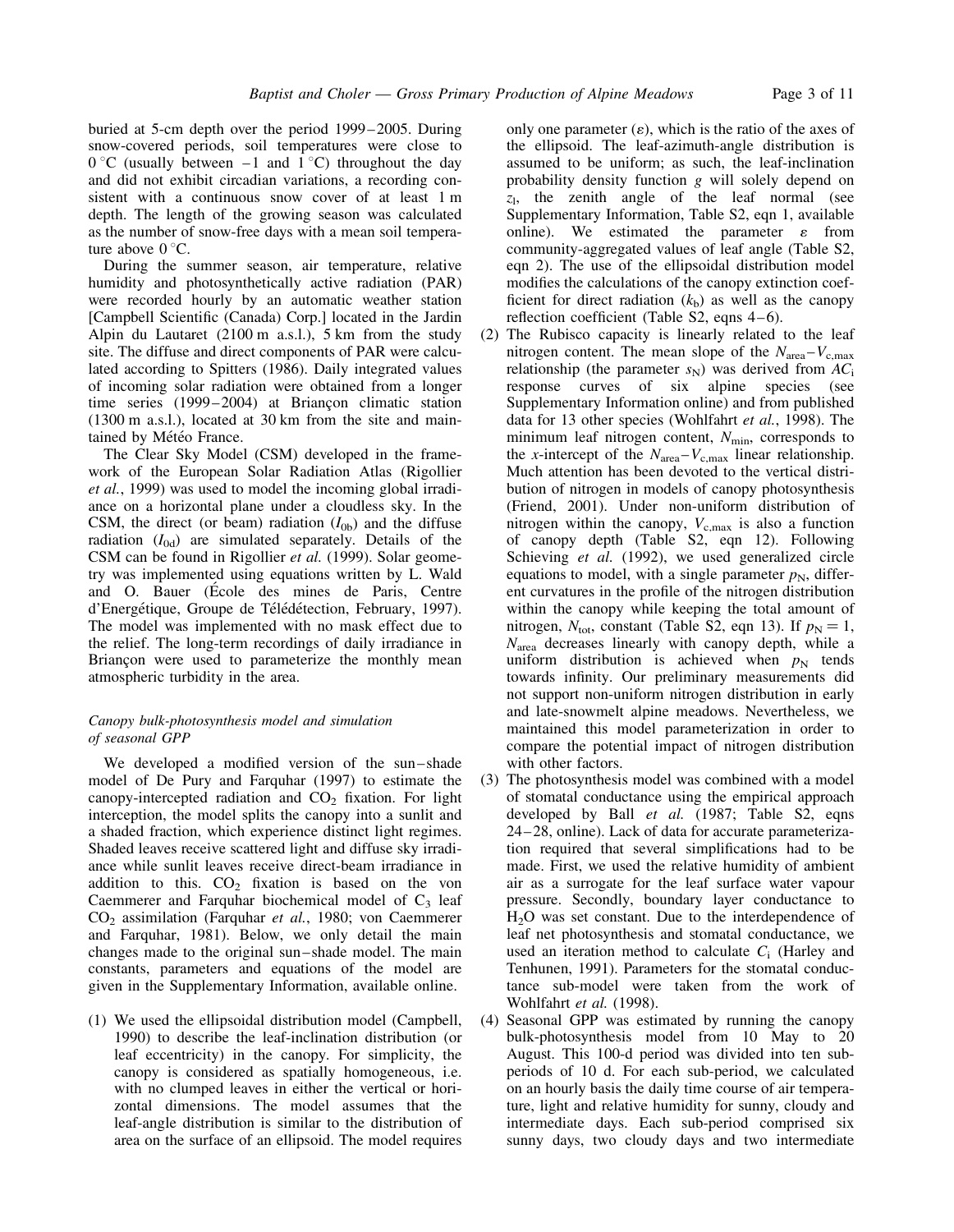buried at 5-cm depth over the period 1999–2005. During snow-covered periods, soil temperatures were close to 0 °C (usually between −1 and 1 °C) throughout the day and did not exhibit circadian variations, a recording consistent with a continuous snow cover of at least 1 m depth. The length of the growing season was calculated as the number of snow-free days with a mean soil temperature above 0 °C.

During the summer season, air temperature, relative humidity and photosynthetically active radiation (PAR) were recorded hourly by an automatic weather station [Campbell Scientific (Canada) Corp.] located in the Jardin Alpin du Lautaret (2100 m a.s.l.), 5 km from the study site. The diffuse and direct components of PAR were calculated according to Spitters (1986). Daily integrated values of incoming solar radiation were obtained from a longer time series (1999–2004) at Briançon climatic station (1300 m a.s.l.), located at 30 km from the site and maintained by Météo France.

The Clear Sky Model (CSM) developed in the framework of the European Solar Radiation Atlas (Rigollier *et al.*, 1999) was used to model the incoming global irradiance on a horizontal plane under a cloudless sky. In the CSM, the direct (or beam) radiation ($I_{0b}$) and the diffuse radiation ($I_{0d}$) are simulated separately. Details of the CSM can be found in Rigollier *et al.* (1999). Solar geometry was implemented using equations written by L. Wald and O. Bauer (École des mines de Paris, Centre d'Energétique, Groupe de Télédétection, February, 1997). The model was implemented with no mask effect due to the relief. The long-term recordings of daily irradiance in Briançon were used to parameterize the monthly mean atmospheric turbidity in the area.

### *Canopy bulk-photosynthesis model and simulation of seasonal GPP*

We developed a modified version of the sun–shade model of De Pury and Farquhar (1997) to estimate the canopy-intercepted radiation and $CO_2$ fixation. For light interception, the model splits the canopy into a sunlit and a shaded fraction, which experience distinct light regimes. Shaded leaves receive scattered light and diffuse sky irradiance while sunlit leaves receive direct-beam irradiance in addition to this. $CO_2$ fixation is based on the von Caemmerer and Farquhar biochemical model of $C_3$ leaf $CO_2$ assimilation (Farquhar *et al.*, 1980; von Caemmerer and Farquhar, 1981). Below, we only detail the main changes made to the original sun–shade model. The main constants, parameters and equations of the model are given in the Supplementary Information, available online.

(1) We used the ellipsoidal distribution model (Campbell, 1990) to describe the leaf-inclination distribution (or leaf eccentricity) in the canopy. For simplicity, the canopy is considered as spatially homogeneous, i.e. with no clumped leaves in either the vertical or horizontal dimensions. The model assumes that the leaf-angle distribution is similar to the distribution of area on the surface of an ellipsoid. The model requires only one parameter ($\varepsilon$), which is the ratio of the axes of the ellipsoid. The leaf-azimuth-angle distribution is assumed to be uniform; as such, the leaf-inclination probability density function $g$ will solely depend on $z_l$, the zenith angle of the leaf normal (see Supplementary Information, Table S2, eqn 1, available online). We estimated the parameter $\varepsilon$ from community-aggregated values of leaf angle (Table S2, eqn 2). The use of the ellipsoidal distribution model modifies the calculations of the canopy extinction coefficient for direct radiation ($k_b$) as well as the canopy reflection coefficient (Table S2, eqns 4–6).
(2) The Rubisco capacity is linearly related to the leaf nitrogen content. The mean slope of the $N_{area}$–$V_{c,max}$ relationship (the parameter $s_N$) was derived from $AC_i$ response curves of six alpine species (see Supplementary Information online) and from published data for 13 other species (Wohlfahrt *et al.*, 1998). The minimum leaf nitrogen content, $N_{min}$, corresponds to the *x*-intercept of the $N_{area}$–$V_{c,max}$ linear relationship. Much attention has been devoted to the vertical distribution of nitrogen in models of canopy photosynthesis (Friend, 2001). Under non-uniform distribution of nitrogen within the canopy, $V_{c,max}$ is also a function of canopy depth (Table S2, eqn 12). Following Schieving *et al.* (1992), we used generalized circle equations to model, with a single parameter $p_N$, different curvatures in the profile of the nitrogen distribution within the canopy while keeping the total amount of nitrogen, $N_{tot}$, constant (Table S2, eqn 13). If $p_N = 1$, $N_{area}$ decreases linearly with canopy depth, while a uniform distribution is achieved when $p_N$ tends towards infinity. Our preliminary measurements did not support non-uniform nitrogen distribution in early and late-snowmelt alpine meadows. Nevertheless, we maintained this model parameterization in order to compare the potential impact of nitrogen distribution with other factors.
(3) The photosynthesis model was combined with a model of stomatal conductance using the empirical approach developed by Ball *et al.* (1987; Table S2, eqns 24–28, online). Lack of data for accurate parameterization required that several simplifications had to be made. First, we used the relative humidity of ambient air as a surrogate for the leaf surface water vapour pressure. Secondly, boundary layer conductance to $H_2O$ was set constant. Due to the interdependence of leaf net photosynthesis and stomatal conductance, we used an iteration method to calculate $C_i$ (Harley and Tenhunen, 1991). Parameters for the stomatal conductance sub-model were taken from the work of Wohlfahrt *et al.* (1998).
(4) Seasonal GPP was estimated by running the canopy bulk-photosynthesis model from 10 May to 20 August. This 100-d period was divided into ten sub-periods of 10 d. For each sub-period, we calculated on an hourly basis the daily time course of air temperature, light and relative humidity for sunny, cloudy and intermediate days. Each sub-period comprised six sunny days, two cloudy days and two intermediate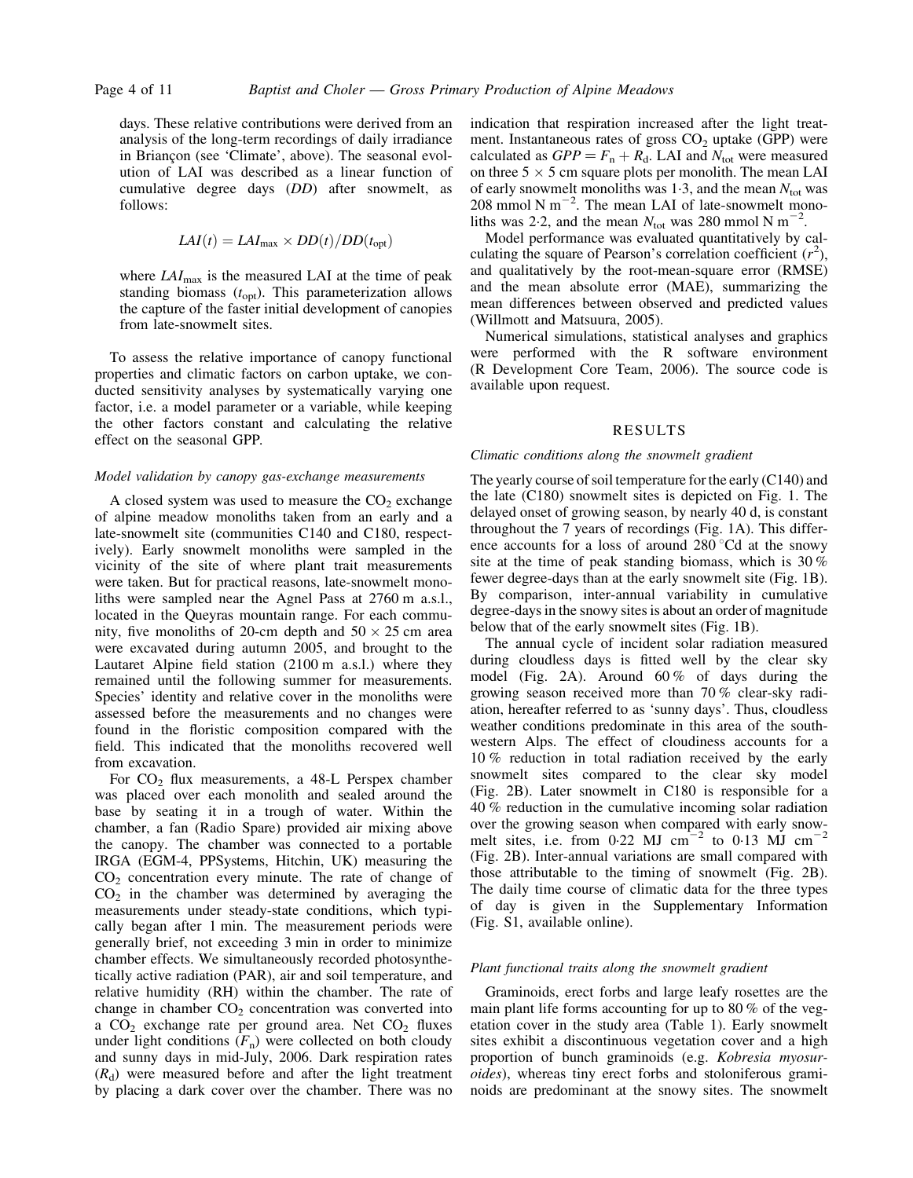days. These relative contributions were derived from an analysis of the long-term recordings of daily irradiance in Briançon (see 'Climate', above). The seasonal evolution of LAI was described as a linear function of cumulative degree days ($DD$) after snowmelt, as follows:

$$LAI(t) = LAI_{max} \times DD(t)/DD(t_{opt})$$

where $LAI_{max}$ is the measured LAI at the time of peak standing biomass ($t_{opt}$). This parameterization allows the capture of the faster initial development of canopies from late-snowmelt sites.

To assess the relative importance of canopy functional properties and climatic factors on carbon uptake, we conducted sensitivity analyses by systematically varying one factor, i.e. a model parameter or a variable, while keeping the other factors constant and calculating the relative effect on the seasonal GPP.

### *Model validation by canopy gas-exchange measurements*

A closed system was used to measure the $CO_2$ exchange of alpine meadow monoliths taken from an early and a late-snowmelt site (communities C140 and C180, respectively). Early snowmelt monoliths were sampled in the vicinity of the site of where plant trait measurements were taken. But for practical reasons, late-snowmelt monoliths were sampled near the Agnel Pass at 2760 m a.s.l., located in the Queyras mountain range. For each community, five monoliths of 20-cm depth and 50 × 25 cm area were excavated during autumn 2005, and brought to the Lautaret Alpine field station (2100 m a.s.l.) where they remained until the following summer for measurements. Species' identity and relative cover in the monoliths were assessed before the measurements and no changes were found in the floristic composition compared with the field. This indicated that the monoliths recovered well from excavation.

For $CO_2$ flux measurements, a 48-L Perspex chamber was placed over each monolith and sealed around the base by seating it in a trough of water. Within the chamber, a fan (Radio Spare) provided air mixing above the canopy. The chamber was connected to a portable IRGA (EGM-4, PPSystems, Hitchin, UK) measuring the $CO_2$ concentration every minute. The rate of change of $CO_2$ in the chamber was determined by averaging the measurements under steady-state conditions, which typically began after 1 min. The measurement periods were generally brief, not exceeding 3 min in order to minimize chamber effects. We simultaneously recorded photosynthetically active radiation (PAR), air and soil temperature, and relative humidity (RH) within the chamber. The rate of change in chamber $CO_2$ concentration was converted into a $CO_2$ exchange rate per ground area. Net $CO_2$ fluxes under light conditions ($F_n$) were collected on both cloudy and sunny days in mid-July, 2006. Dark respiration rates ($R_d$) were measured before and after the light treatment by placing a dark cover over the chamber. There was no indication that respiration increased after the light treatment. Instantaneous rates of gross $CO_2$ uptake (GPP) were calculated as $GPP = F_n + R_d$. LAI and $N_{tot}$ were measured on three 5 × 5 cm square plots per monolith. The mean LAI of early snowmelt monoliths was 1·3, and the mean $N_{tot}$ was 208 mmol N $m^{-2}$. The mean LAI of late-snowmelt monoliths was 2·2, and the mean $N_{tot}$ was 280 mmol N $m^{-2}$.

Model performance was evaluated quantitatively by calculating the square of Pearson's correlation coefficient ($r^2$), and qualitatively by the root-mean-square error (RMSE) and the mean absolute error (MAE), summarizing the mean differences between observed and predicted values (Willmott and Matsuura, 2005).

Numerical simulations, statistical analyses and graphics were performed with the R software environment (R Development Core Team, 2006). The source code is available upon request.

## RESULTS

### *Climatic conditions along the snowmelt gradient*

The yearly course of soil temperature for the early (C140) and the late (C180) snowmelt sites is depicted on Fig. 1. The delayed onset of growing season, by nearly 40 d, is constant throughout the 7 years of recordings (Fig. 1A). This difference accounts for a loss of around 280 °Cd at the snowy site at the time of peak standing biomass, which is 30 % fewer degree-days than at the early snowmelt site (Fig. 1B). By comparison, inter-annual variability in cumulative degree-days in the snowy sites is about an order of magnitude below that of the early snowmelt sites (Fig. 1B).

The annual cycle of incident solar radiation measured during cloudless days is fitted well by the clear sky model (Fig. 2A). Around 60 % of days during the growing season received more than 70 % clear-sky radiation, hereafter referred to as 'sunny days'. Thus, cloudless weather conditions predominate in this area of the southwestern Alps. The effect of cloudiness accounts for a 10 % reduction in total radiation received by the early snowmelt sites compared to the clear sky model (Fig. 2B). Later snowmelt in C180 is responsible for a 40 % reduction in the cumulative incoming solar radiation over the growing season when compared with early snowmelt sites, i.e. from 0·22 MJ $cm^{-2}$ to 0·13 MJ $cm^{-2}$ (Fig. 2B). Inter-annual variations are small compared with those attributable to the timing of snowmelt (Fig. 2B). The daily time course of climatic data for the three types of day is given in the Supplementary Information (Fig. S1, available online).

### *Plant functional traits along the snowmelt gradient*

Graminoids, erect forbs and large leafy rosettes are the main plant life forms accounting for up to 80 % of the vegetation cover in the study area (Table 1). Early snowmelt sites exhibit a discontinuous vegetation cover and a high proportion of bunch graminoids (e.g. *Kobresia myosuroides*), whereas tiny erect forbs and stoloniferous graminoids are predominant at the snowy sites. The snowmelt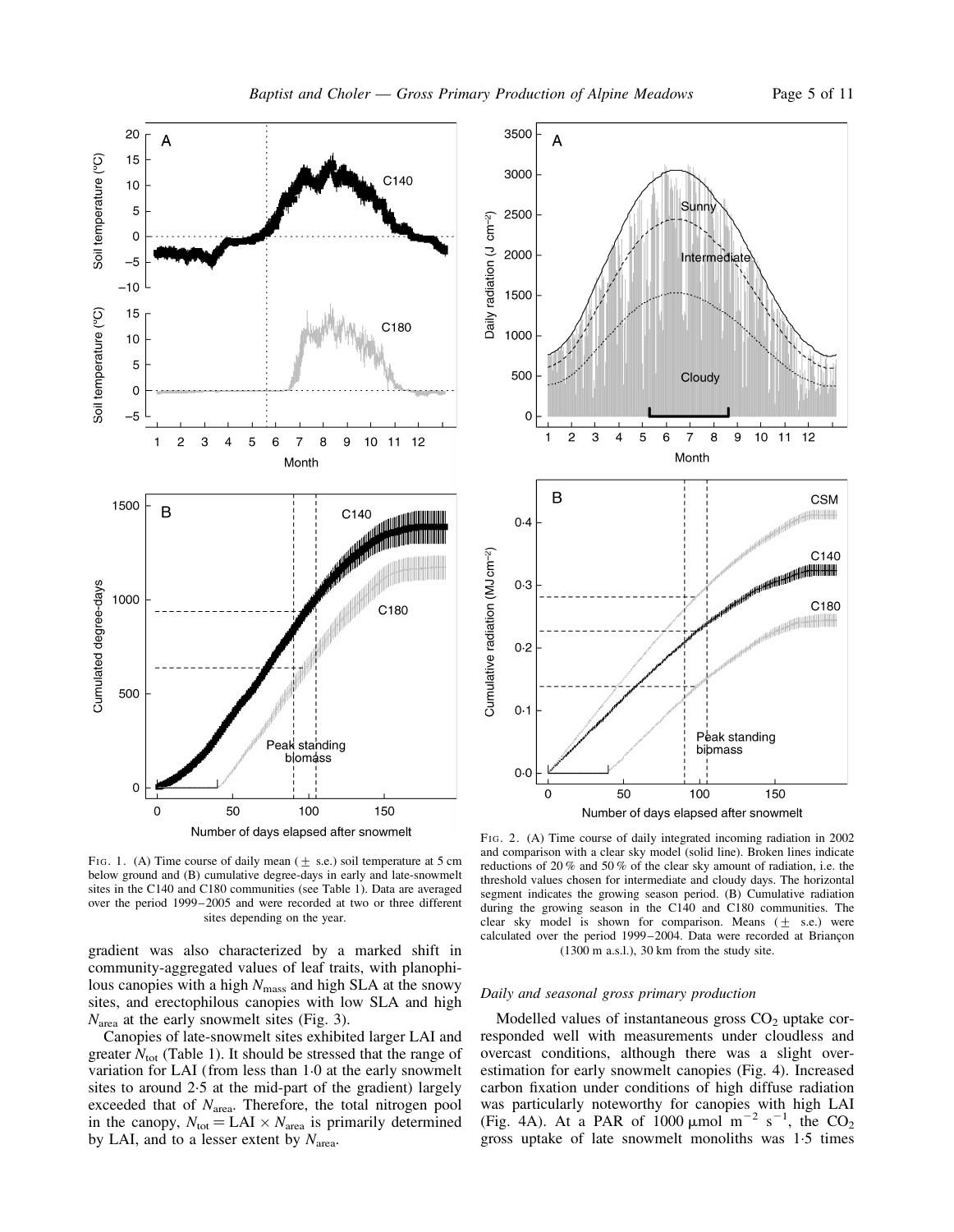FIG. 1. (A) Time course of daily mean (± s.e.) soil temperature at 5 cm below ground and (B) cumulative degree-days in early and late-snowmelt sites in the C140 and C180 communities (see Table 1). Data are averaged over the period 1999–2005 and were recorded at two or three different sites depending on the year.

FIG. 2. (A) Time course of daily integrated incoming radiation in 2002 and comparison with a clear sky model (solid line). Broken lines indicate reductions of 20 % and 50 % of the clear sky amount of radiation, i.e. the threshold values chosen for intermediate and cloudy days. The horizontal segment indicates the growing season period. (B) Cumulative radiation during the growing season in the C140 and C180 communities. The clear sky model is shown for comparison. Means (± s.e.) were calculated over the period 1999–2004. Data were recorded at Briançon (1300 m a.s.l.), 30 km from the study site.

gradient was also characterized by a marked shift in community-aggregated values of leaf traits, with planophilous canopies with a high $N_{mass}$ and high SLA at the snowy sites, and erectophilous canopies with low SLA and high $N_{area}$ at the early snowmelt sites (Fig. 3).

Canopies of late-snowmelt sites exhibited larger LAI and greater $N_{tot}$ (Table 1). It should be stressed that the range of variation for LAI (from less than 1·0 at the early snowmelt sites to around 2·5 at the mid-part of the gradient) largely exceeded that of $N_{area}$. Therefore, the total nitrogen pool in the canopy, $N_{tot} = \text{LAI} \times N_{area}$ is primarily determined by LAI, and to a lesser extent by $N_{area}$.

### *Daily and seasonal gross primary production*

Modelled values of instantaneous gross $CO_2$ uptake corresponded well with measurements under cloudless and overcast conditions, although there was a slight overestimation for early snowmelt canopies (Fig. 4). Increased carbon fixation under conditions of high diffuse radiation was particularly noteworthy for canopies with high LAI (Fig. 4A). At a PAR of 1000 $\mu$mol m$^{-2}$ s$^{-1}$, the $CO_2$ gross uptake of late snowmelt monoliths was 1·5 times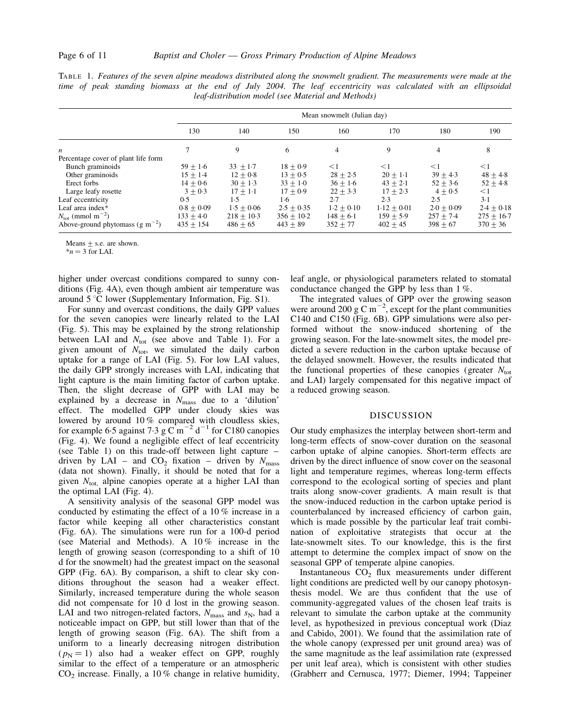TABLE 1. *Features of the seven alpine meadows distributed along the snowmelt gradient. The measurements were made at the time of peak standing biomass at the end of July 2004. The leaf eccentricity was calculated with an ellipsoidal leaf-distribution model (see Material and Methods)*

| | Mean snowmelt (Julian day) | | | | | | |
|---|---|---|---|---|---|---|---|
| | 130 | 140 | 150 | 160 | 170 | 180 | 190 |
| $n$ | 7 | 9 | 6 | 4 | 9 | 4 | 8 |
| Percentage cover of plant life form | | | | | | | |
| Bunch graminoids | 59 ± 1·6 | 33 ± 1·7 | 18 ± 0·9 | <1 | <1 | <1 | <1 |
| Other graminoids | 15 ± 1·4 | 12 ± 0·8 | 13 ± 0·5 | 28 ± 2·5 | 20 ± 1·1 | 39 ± 4·3 | 48 ± 4·8 |
| Erect forbs | 14 ± 0·6 | 30 ± 1·3 | 33 ± 1·0 | 36 ± 1·6 | 43 ± 2·1 | 52 ± 3·6 | 52 ± 4·8 |
| Large leafy rosette | 3 ± 0·3 | 17 ± 1·1 | 17 ± 0·9 | 22 ± 3·3 | 17 ± 2·3 | 4 ± 0·5 | <1 |
| Leaf eccentricity | 0·5 | 1·5 | 1·6 | 2·7 | 2·3 | 2·5 | 3·1 |
| Leaf area index* | 0·8 ± 0·09 | 1·5 ± 0·06 | 2·5 ± 0·35 | 1·2 ± 0·10 | 1·12 ± 0·01 | 2·0 ± 0·09 | 2·4 ± 0·18 |
| $N_{tot}$ (mmol m$^{-2}$) | 133 ± 4·0 | 218 ± 10·3 | 356 ± 10·2 | 148 ± 6·1 | 159 ± 5·9 | 257 ± 7·4 | 275 ± 16·7 |
| Above-ground phytomass (g m$^{-2}$) | 435 ± 154 | 486 ± 65 | 443 ± 89 | 352 ± 77 | 402 ± 45 | 398 ± 67 | 370 ± 36 |

Means ± s.e. are shown.
*$n$ = 3 for LAI.

higher under overcast conditions compared to sunny conditions (Fig. 4A), even though ambient air temperature was around 5 °C lower (Supplementary Information, Fig. S1).

For sunny and overcast conditions, the daily GPP values for the seven canopies were linearly related to the LAI (Fig. 5). This may be explained by the strong relationship between LAI and $N_{tot}$ (see above and Table 1). For a given amount of $N_{tot}$, we simulated the daily carbon uptake for a range of LAI (Fig. 5). For low LAI values, the daily GPP strongly increases with LAI, indicating that light capture is the main limiting factor of carbon uptake. Then, the slight decrease of GPP with LAI may be explained by a decrease in $N_{mass}$ due to a 'dilution' effect. The modelled GPP under cloudy skies was lowered by around 10 % compared with cloudless skies, for example 6·5 against 7·3 g C m$^{-2}$ d$^{-1}$ for C180 canopies (Fig. 4). We found a negligible effect of leaf eccentricity (see Table 1) on this trade-off between light capture – driven by LAI – and $CO_2$ fixation – driven by $N_{mass}$ (data not shown). Finally, it should be noted that for a given $N_{tot,}$ alpine canopies operate at a higher LAI than the optimal LAI (Fig. 4).

A sensitivity analysis of the seasonal GPP model was conducted by estimating the effect of a 10 % increase in a factor while keeping all other characteristics constant (Fig. 6A). The simulations were run for a 100-d period (see Material and Methods). A 10 % increase in the length of growing season (corresponding to a shift of 10 d for the snowmelt) had the greatest impact on the seasonal GPP (Fig. 6A). By comparison, a shift to clear sky conditions throughout the season had a weaker effect. Similarly, increased temperature during the whole season did not compensate for 10 d lost in the growing season. LAI and two nitrogen-related factors, $N_{mass}$ and $s_N$, had a noticeable impact on GPP, but still lower than that of the length of growing season (Fig. 6A). The shift from a uniform to a linearly decreasing nitrogen distribution ($p_N = 1$) also had a weaker effect on GPP, roughly similar to the effect of a temperature or an atmospheric $CO_2$ increase. Finally, a 10 % change in relative humidity, leaf angle, or physiological parameters related to stomatal conductance changed the GPP by less than 1 %.

The integrated values of GPP over the growing season were around 200 g C m$^{-2}$, except for the plant communities C140 and C150 (Fig. 6B). GPP simulations were also performed without the snow-induced shortening of the growing season. For the late-snowmelt sites, the model predicted a severe reduction in the carbon uptake because of the delayed snowmelt. However, the results indicated that the functional properties of these canopies (greater $N_{tot}$ and LAI) largely compensated for this negative impact of a reduced growing season.

## DISCUSSION

Our study emphasizes the interplay between short-term and long-term effects of snow-cover duration on the seasonal carbon uptake of alpine canopies. Short-term effects are driven by the direct influence of snow cover on the seasonal light and temperature regimes, whereas long-term effects correspond to the ecological sorting of species and plant traits along snow-cover gradients. A main result is that the snow-induced reduction in the carbon uptake period is counterbalanced by increased efficiency of carbon gain, which is made possible by the particular leaf trait combination of exploitative strategists that occur at the late-snowmelt sites. To our knowledge, this is the first attempt to determine the complex impact of snow on the seasonal GPP of temperate alpine canopies.

Instantaneous $CO_2$ flux measurements under different light conditions are predicted well by our canopy photosynthesis model. We are thus confident that the use of community-aggregated values of the chosen leaf traits is relevant to simulate the carbon uptake at the community level, as hypothesized in previous conceptual work (Diaz and Cabido, 2001). We found that the assimilation rate of the whole canopy (expressed per unit ground area) was of the same magnitude as the leaf assimilation rate (expressed per unit leaf area), which is consistent with other studies (Grabherr and Cernusca, 1977; Diemer, 1994; Tappeiner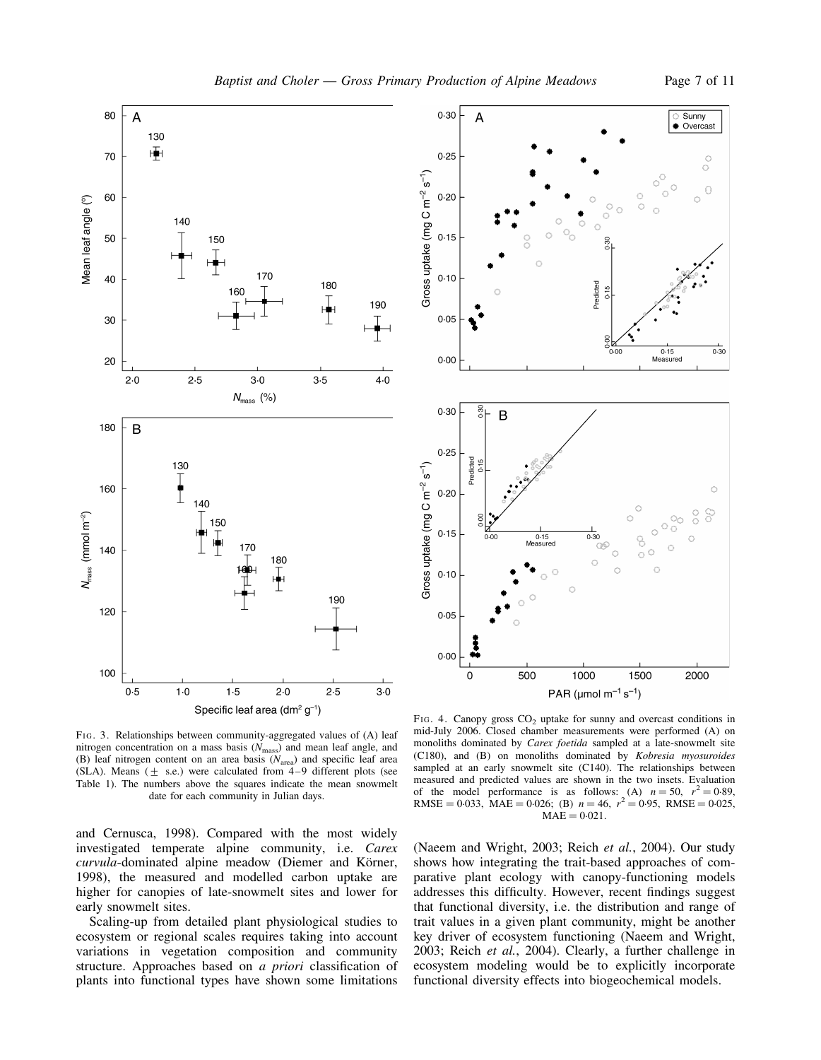FIG. 3. Relationships between community-aggregated values of (A) leaf nitrogen concentration on a mass basis ($N_{mass}$) and mean leaf angle, and (B) leaf nitrogen content on an area basis ($N_{area}$) and specific leaf area (SLA). Means (± s.e.) were calculated from 4–9 different plots (see Table 1). The numbers above the squares indicate the mean snowmelt date for each community in Julian days.

FIG. 4. Canopy gross $CO_2$ uptake for sunny and overcast conditions in mid-July 2006. Closed chamber measurements were performed (A) on monoliths dominated by *Carex foetida* sampled at a late-snowmelt site (C180), and (B) on monoliths dominated by *Kobresia myosuroides* sampled at an early snowmelt site (C140). The relationships between measured and predicted values are shown in the two insets. Evaluation of the model performance is as follows: (A) $n = 50$, $r^2 = 0{\cdot}89$, RMSE = 0·033, MAE = 0·026; (B) $n = 46$, $r^2 = 0{\cdot}95$, RMSE = 0·025, MAE = 0·021.

and Cernusca, 1998). Compared with the most widely investigated temperate alpine community, i.e. *Carex curvula*-dominated alpine meadow (Diemer and Körner, 1998), the measured and modelled carbon uptake are higher for canopies of late-snowmelt sites and lower for early snowmelt sites.

Scaling-up from detailed plant physiological studies to ecosystem or regional scales requires taking into account variations in vegetation composition and community structure. Approaches based on *a priori* classification of plants into functional types have shown some limitations (Naeem and Wright, 2003; Reich *et al.*, 2004). Our study shows how integrating the trait-based approaches of comparative plant ecology with canopy-functioning models addresses this difficulty. However, recent findings suggest that functional diversity, i.e. the distribution and range of trait values in a given plant community, might be another key driver of ecosystem functioning (Naeem and Wright, 2003; Reich *et al.*, 2004). Clearly, a further challenge in ecosystem modeling would be to explicitly incorporate functional diversity effects into biogeochemical models.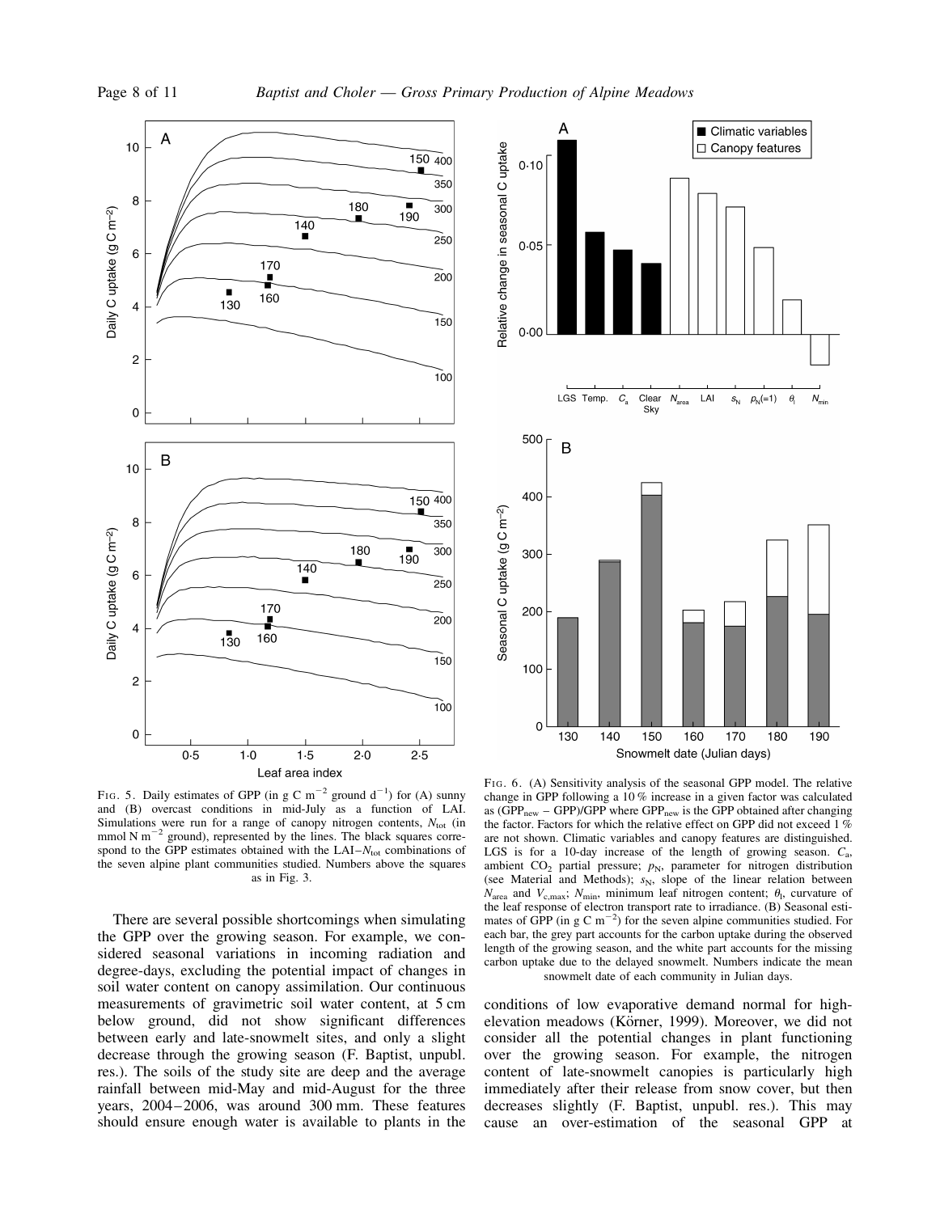FIG. 5. Daily estimates of GPP (in g C m$^{-2}$ ground d$^{-1}$) for (A) sunny and (B) overcast conditions in mid-July as a function of LAI. Simulations were run for a range of canopy nitrogen contents, $N_{tot}$ (in mmol N m$^{-2}$ ground), represented by the lines. The black squares correspond to the GPP estimates obtained with the LAI–$N_{tot}$ combinations of the seven alpine plant communities studied. Numbers above the squares as in Fig. 3.

FIG. 6. (A) Sensitivity analysis of the seasonal GPP model. The relative change in GPP following a 10 % increase in a given factor was calculated as ($GPP_{new}$ − GPP)/GPP where $GPP_{new}$ is the GPP obtained after changing the factor. Factors for which the relative effect on GPP did not exceed 1 % are not shown. Climatic variables and canopy features are distinguished. LGS is for a 10-day increase of the length of growing season. $C_a$, ambient $CO_2$ partial pressure; $p_N$, parameter for nitrogen distribution (see Material and Methods); $s_N$, slope of the linear relation between $N_{area}$ and $V_{c,max}$; $N_{min}$, minimum leaf nitrogen content; $\theta_l$, curvature of the leaf response of electron transport rate to irradiance. (B) Seasonal estimates of GPP (in g C m$^{-2}$) for the seven alpine communities studied. For each bar, the grey part accounts for the carbon uptake during the observed length of the growing season, and the white part accounts for the missing carbon uptake due to the delayed snowmelt. Numbers indicate the mean snowmelt date of each community in Julian days.

There are several possible shortcomings when simulating the GPP over the growing season. For example, we considered seasonal variations in incoming radiation and degree-days, excluding the potential impact of changes in soil water content on canopy assimilation. Our continuous measurements of gravimetric soil water content, at 5 cm below ground, did not show significant differences between early and late-snowmelt sites, and only a slight decrease through the growing season (F. Baptist, unpubl. res.). The soils of the study site are deep and the average rainfall between mid-May and mid-August for the three years, 2004–2006, was around 300 mm. These features should ensure enough water is available to plants in the conditions of low evaporative demand normal for high-elevation meadows (Körner, 1999). Moreover, we did not consider all the potential changes in plant functioning over the growing season. For example, the nitrogen content of late-snowmelt canopies is particularly high immediately after their release from snow cover, but then decreases slightly (F. Baptist, unpubl. res.). This may cause an over-estimation of the seasonal GPP at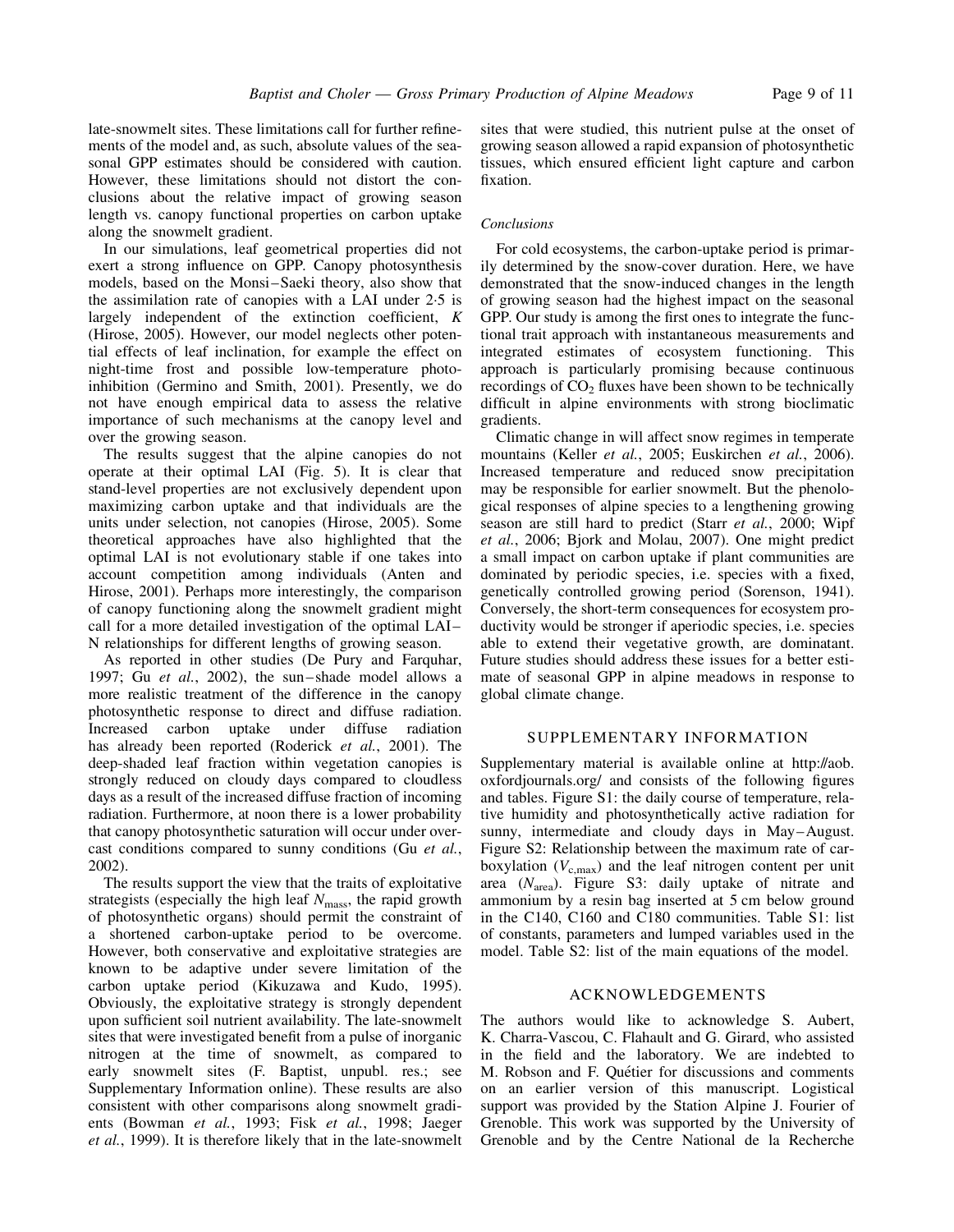late-snowmelt sites. These limitations call for further refinements of the model and, as such, absolute values of the seasonal GPP estimates should be considered with caution. However, these limitations should not distort the conclusions about the relative impact of growing season length vs. canopy functional properties on carbon uptake along the snowmelt gradient.

In our simulations, leaf geometrical properties did not exert a strong influence on GPP. Canopy photosynthesis models, based on the Monsi–Saeki theory, also show that the assimilation rate of canopies with a LAI under 2·5 is largely independent of the extinction coefficient, $K$ (Hirose, 2005). However, our model neglects other potential effects of leaf inclination, for example the effect on night-time frost and possible low-temperature photoinhibition (Germino and Smith, 2001). Presently, we do not have enough empirical data to assess the relative importance of such mechanisms at the canopy level and over the growing season.

The results suggest that the alpine canopies do not operate at their optimal LAI (Fig. 5). It is clear that stand-level properties are not exclusively dependent upon maximizing carbon uptake and that individuals are the units under selection, not canopies (Hirose, 2005). Some theoretical approaches have also highlighted that the optimal LAI is not evolutionary stable if one takes into account competition among individuals (Anten and Hirose, 2001). Perhaps more interestingly, the comparison of canopy functioning along the snowmelt gradient might call for a more detailed investigation of the optimal LAI–N relationships for different lengths of growing season.

As reported in other studies (De Pury and Farquhar, 1997; Gu *et al.*, 2002), the sun–shade model allows a more realistic treatment of the difference in the canopy photosynthetic response to direct and diffuse radiation. Increased carbon uptake under diffuse radiation has already been reported (Roderick *et al.*, 2001). The deep-shaded leaf fraction within vegetation canopies is strongly reduced on cloudy days compared to cloudless days as a result of the increased diffuse fraction of incoming radiation. Furthermore, at noon there is a lower probability that canopy photosynthetic saturation will occur under overcast conditions compared to sunny conditions (Gu *et al.*, 2002).

The results support the view that the traits of exploitative strategists (especially the high leaf $N_{\mathrm{mass}}$, the rapid growth of photosynthetic organs) should permit the constraint of a shortened carbon-uptake period to be overcome. However, both conservative and exploitative strategies are known to be adaptive under severe limitation of the carbon uptake period (Kikuzawa and Kudo, 1995). Obviously, the exploitative strategy is strongly dependent upon sufficient soil nutrient availability. The late-snowmelt sites that were investigated benefit from a pulse of inorganic nitrogen at the time of snowmelt, as compared to early snowmelt sites (F. Baptist, unpubl. res.; see Supplementary Information online). These results are also consistent with other comparisons along snowmelt gradients (Bowman *et al.*, 1993; Fisk *et al.*, 1998; Jaeger *et al.*, 1999). It is therefore likely that in the late-snowmelt sites that were studied, this nutrient pulse at the onset of growing season allowed a rapid expansion of photosynthetic tissues, which ensured efficient light capture and carbon fixation.

### *Conclusions*

For cold ecosystems, the carbon-uptake period is primarily determined by the snow-cover duration. Here, we have demonstrated that the snow-induced changes in the length of growing season had the highest impact on the seasonal GPP. Our study is among the first ones to integrate the functional trait approach with instantaneous measurements and integrated estimates of ecosystem functioning. This approach is particularly promising because continuous recordings of $CO_2$ fluxes have been shown to be technically difficult in alpine environments with strong bioclimatic gradients.

Climatic change in will affect snow regimes in temperate mountains (Keller *et al.*, 2005; Euskirchen *et al.*, 2006). Increased temperature and reduced snow precipitation may be responsible for earlier snowmelt. But the phenological responses of alpine species to a lengthening growing season are still hard to predict (Starr *et al.*, 2000; Wipf *et al.*, 2006; Bjork and Molau, 2007). One might predict a small impact on carbon uptake if plant communities are dominated by periodic species, i.e. species with a fixed, genetically controlled growing period (Sorenson, 1941). Conversely, the short-term consequences for ecosystem productivity would be stronger if aperiodic species, i.e. species able to extend their vegetative growth, are dominatant. Future studies should address these issues for a better estimate of seasonal GPP in alpine meadows in response to global climate change.

## SUPPLEMENTARY INFORMATION

Supplementary material is available online at http://aob.oxfordjournals.org/ and consists of the following figures and tables. Figure S1: the daily course of temperature, relative humidity and photosynthetically active radiation for sunny, intermediate and cloudy days in May–August. Figure S2: Relationship between the maximum rate of carboxylation ($V_{\mathrm{c,max}}$) and the leaf nitrogen content per unit area ($N_{\mathrm{area}}$). Figure S3: daily uptake of nitrate and ammonium by a resin bag inserted at 5 cm below ground in the C140, C160 and C180 communities. Table S1: list of constants, parameters and lumped variables used in the model. Table S2: list of the main equations of the model.

## ACKNOWLEDGEMENTS

The authors would like to acknowledge S. Aubert, K. Charra-Vascou, C. Flahault and G. Girard, who assisted in the field and the laboratory. We are indebted to M. Robson and F. Quétier for discussions and comments on an earlier version of this manuscript. Logistical support was provided by the Station Alpine J. Fourier of Grenoble. This work was supported by the University of Grenoble and by the Centre National de la Recherche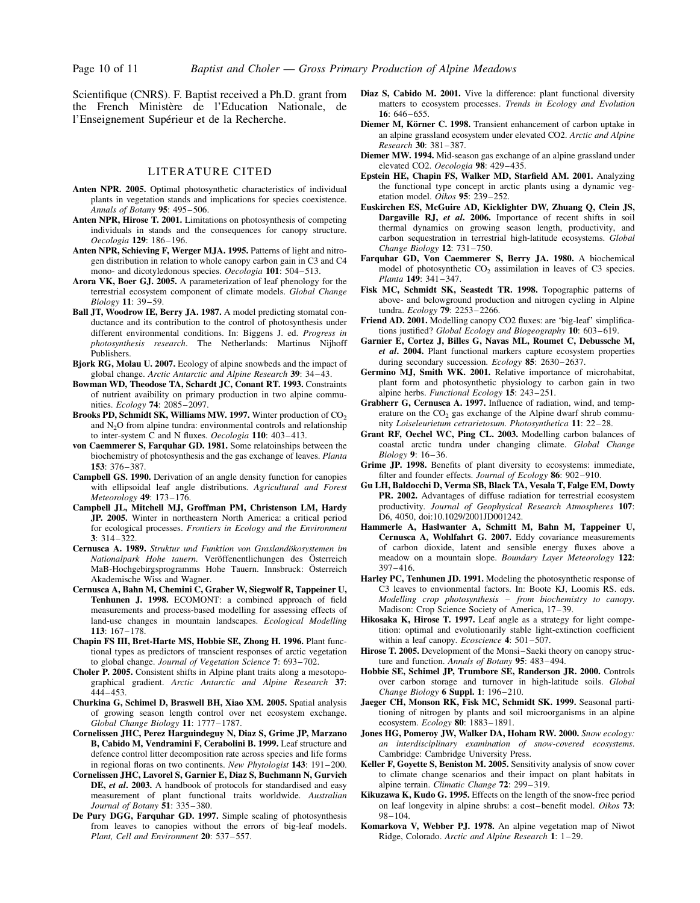Scientifique (CNRS). F. Baptist received a Ph.D. grant from the French Ministère de l'Education Nationale, de l'Enseignement Supérieur et de la Recherche.

## LITERATURE CITED

**Anten NPR. 2005.** Optimal photosynthetic characteristics of individual plants in vegetation stands and implications for species coexistence. *Annals of Botany* **95**: 495–506.

**Anten NPR, Hirose T. 2001.** Limitations on photosynthesis of competing individuals in stands and the consequences for canopy structure. *Oecologia* **129**: 186–196.

**Anten NPR, Schieving F, Werger MJA. 1995.** Patterns of light and nitrogen distribution in relation to whole canopy carbon gain in C3 and C4 mono- and dicotyledonous species. *Oecologia* **101**: 504–513.

**Arora VK, Boer GJ. 2005.** A parameterization of leaf phenology for the terrestrial ecosystem component of climate models. *Global Change Biology* **11**: 39–59.

**Ball JT, Woodrow IE, Berry JA. 1987.** A model predicting stomatal conductance and its contribution to the control of photosynthesis under different environmental conditions. In: Biggens J. ed. *Progress in photosynthesis research*. The Netherlands: Martinus Nijhoff Publishers.

**Bjork RG, Molau U. 2007.** Ecology of alpine snowbeds and the impact of global change. *Arctic Antarctic and Alpine Research* **39**: 34–43.

**Bowman WD, Theodose TA, Schardt JC, Conant RT. 1993.** Constraints of nutrient avaibility on primary production in two alpine communities. *Ecology* **74**: 2085–2097.

**Brooks PD, Schmidt SK, Williams MW. 1997.** Winter production of $CO_2$ and $N_2O$ from alpine tundra: environmental controls and relationship to inter-system C and N fluxes. *Oecologia* **110**: 403–413.

**von Caemmerer S, Farquhar GD. 1981.** Some relatoinships between the biochemistry of photosynthesis and the gas exchange of leaves. *Planta* **153**: 376–387.

**Campbell GS. 1990.** Derivation of an angle density function for canopies with ellipsoidal leaf angle distributions. *Agricultural and Forest Meteorology* **49**: 173–176.

**Campbell JL, Mitchell MJ, Groffman PM, Christenson LM, Hardy JP. 2005.** Winter in northeastern North America: a critical period for ecological processes. *Frontiers in Ecology and the Environment* **3**: 314–322.

**Cernusca A. 1989.** *Struktur und Funktion von Graslandökosystemen im Nationalpark Hohe tauern*. Veröffenentlichungen des Österreich MaB-Hochgebirgsprogramms Hohe Tauern. Innsbruck: Österreich Akademische Wiss and Wagner.

**Cernusca A, Bahn M, Chemini C, Graber W, Siegwolf R, Tappeiner U, Tenhunen J. 1998.** ECOMONT: a combined approach of field measurements and process-based modelling for assessing effects of land-use changes in mountain landscapes. *Ecological Modelling* **113**: 167–178.

**Chapin FS III, Bret-Harte MS, Hobbie SE, Zhong H. 1996.** Plant functional types as predictors of transcient responses of arctic vegetation to global change. *Journal of Vegetation Science* **7**: 693–702.

**Choler P. 2005.** Consistent shifts in Alpine plant traits along a mesotopographical gradient. *Arctic Antarctic and Alpine Research* **37**: 444–453.

**Churkina G, Schimel D, Braswell BH, Xiao XM. 2005.** Spatial analysis of growing season length control over net ecosystem exchange. *Global Change Biology* **11**: 1777–1787.

**Cornelissen JHC, Perez Harguindeguy N, Diaz S, Grime JP, Marzano B, Cabido M, Vendramini F, Cerabolini B. 1999.** Leaf structure and defence control litter decomposition rate across species and life forms in regional floras on two continents. *New Phytologist* **143**: 191–200.

**Cornelissen JHC, Lavorel S, Garnier E, Diaz S, Buchmann N, Gurvich DE, *et al*. 2003.** A handbook of protocols for standardised and easy measurement of plant functional traits worldwide. *Australian Journal of Botany* **51**: 335–380.

**De Pury DGG, Farquhar GD. 1997.** Simple scaling of photosynthesis from leaves to canopies without the errors of big-leaf models. *Plant, Cell and Environment* **20**: 537–557.

**Diaz S, Cabido M. 2001.** Vive la difference: plant functional diversity matters to ecosystem processes. *Trends in Ecology and Evolution* **16**: 646–655.

**Diemer M, Körner C. 1998.** Transient enhancement of carbon uptake in an alpine grassland ecosystem under elevated CO2. *Arctic and Alpine Research* **30**: 381–387.

**Diemer MW. 1994.** Mid-season gas exchange of an alpine grassland under elevated CO2. *Oecologia* **98**: 429–435.

**Epstein HE, Chapin FS, Walker MD, Starfield AM. 2001.** Analyzing the functional type concept in arctic plants using a dynamic vegetation model. *Oikos* **95**: 239–252.

**Euskirchen ES, McGuire AD, Kicklighter DW, Zhuang Q, Clein JS, Dargaville RJ, *et al*. 2006.** Importance of recent shifts in soil thermal dynamics on growing season length, productivity, and carbon sequestration in terrestrial high-latitude ecosystems. *Global Change Biology* **12**: 731–750.

**Farquhar GD, Von Caemmerer S, Berry JA. 1980.** A biochemical model of photosynthetic $CO_2$ assimilation in leaves of C3 species. *Planta* **149**: 341–347.

**Fisk MC, Schmidt SK, Seastedt TR. 1998.** Topographic patterns of above- and belowground production and nitrogen cycling in Alpine tundra. *Ecology* **79**: 2253–2266.

**Friend AD. 2001.** Modelling canopy CO2 fluxes: are 'big-leaf' simplifications justified? *Global Ecology and Biogeography* **10**: 603–619.

**Garnier E, Cortez J, Billes G, Navas ML, Roumet C, Debussche M, *et al*. 2004.** Plant functional markers capture ecosystem properties during secondary succession. *Ecology* **85**: 2630–2637.

**Germino MJ, Smith WK. 2001.** Relative importance of microhabitat, plant form and photosynthetic physiology to carbon gain in two alpine herbs. *Functional Ecology* **15**: 243–251.

**Grabherr G, Cernusca A. 1997.** Influence of radiation, wind, and temperature on the $CO_2$ gas exchange of the Alpine dwarf shrub community *Loiseleurietum cetrarietosum*. *Photosynthetica* **11**: 22–28.

**Grant RF, Oechel WC, Ping CL. 2003.** Modelling carbon balances of coastal arctic tundra under changing climate. *Global Change Biology* **9**: 16–36.

**Grime JP. 1998.** Benefits of plant diversity to ecosystems: immediate, filter and founder effects. *Journal of Ecology* **86**: 902–910.

**Gu LH, Baldocchi D, Verma SB, Black TA, Vesala T, Falge EM, Dowty PR. 2002.** Advantages of diffuse radiation for terrestrial ecosystem productivity. *Journal of Geophysical Research Atmospheres* **107**: D6, 4050, doi:10.1029/2001JD001242.

**Hammerle A, Haslwanter A, Schmitt M, Bahn M, Tappeiner U, Cernusca A, Wohlfahrt G. 2007.** Eddy covariance measurements of carbon dioxide, latent and sensible energy fluxes above a meadow on a mountain slope. *Boundary Layer Meteorology* **122**: 397–416.

**Harley PC, Tenhunen JD. 1991.** Modeling the photosynthetic response of C3 leaves to envionmental factors. In: Boote KJ, Loomis RS. eds. *Modelling crop photosynthesis – from biochemistry to canopy*. Madison: Crop Science Society of America, 17–39.

**Hikosaka K, Hirose T. 1997.** Leaf angle as a strategy for light competition: optimal and evolutionarily stable light-extinction coefficient within a leaf canopy. *Ecoscience* **4**: 501–507.

**Hirose T. 2005.** Development of the Monsi–Saeki theory on canopy structure and function. *Annals of Botany* **95**: 483–494.

**Hobbie SE, Schimel JP, Trumbore SE, Randerson JR. 2000.** Controls over carbon storage and turnover in high-latitude soils. *Global Change Biology* **6 Suppl. 1**: 196–210.

**Jaeger CH, Monson RK, Fisk MC, Schmidt SK. 1999.** Seasonal partitioning of nitrogen by plants and soil microorganisms in an alpine ecosystem. *Ecology* **80**: 1883–1891.

**Jones HG, Pomeroy JW, Walker DA, Hoham RW. 2000.** *Snow ecology: an interdisciplinary examination of snow-covered ecosystems*. Cambridge: Cambridge University Press.

**Keller F, Goyette S, Beniston M. 2005.** Sensitivity analysis of snow cover to climate change scenarios and their impact on plant habitats in alpine terrain. *Climatic Change* **72**: 299–319.

**Kikuzawa K, Kudo G. 1995.** Effects on the length of the snow-free period on leaf longevity in alpine shrubs: a cost–benefit model. *Oikos* **73**: 98–104.

**Komarkova V, Webber PJ. 1978.** An alpine vegetation map of Niwot Ridge, Colorado. *Arctic and Alpine Research* **1**: 1–29.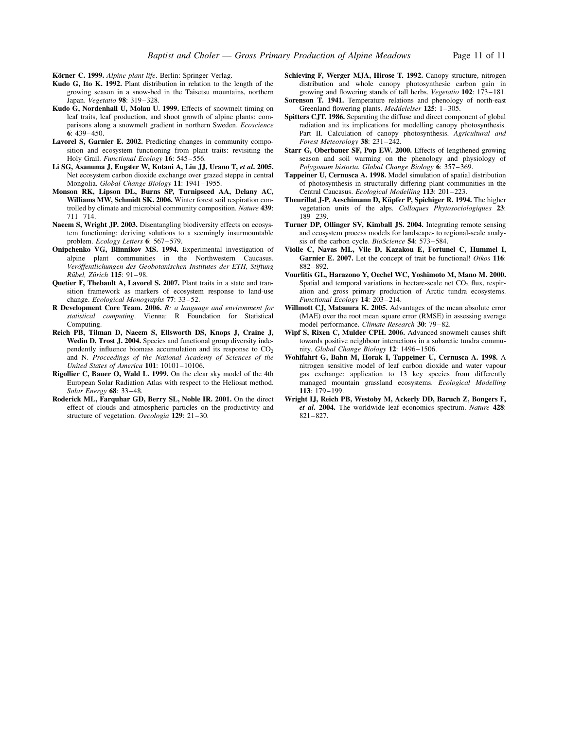**Körner C. 1999.** *Alpine plant life*. Berlin: Springer Verlag.

**Kudo G, Ito K. 1992.** Plant distribution in relation to the length of the growing season in a snow-bed in the Taisetsu mountains, northern Japan. *Vegetatio* **98**: 319–328.

**Kudo G, Nordenhall U, Molau U. 1999.** Effects of snowmelt timing on leaf traits, leaf production, and shoot growth of alpine plants: comparisons along a snowmelt gradient in northern Sweden. *Ecoscience* **6**: 439–450.

**Lavorel S, Garnier E. 2002.** Predicting changes in community composition and ecosystem functioning from plant traits: revisiting the Holy Grail. *Functional Ecology* **16**: 545–556.

**Li SG, Asanuma J, Eugster W, Kotani A, Liu JJ, Urano T, *et al*. 2005.** Net ecosystem carbon dioxide exchange over grazed steppe in central Mongolia. *Global Change Biology* **11**: 1941–1955.

**Monson RK, Lipson DL, Burns SP, Turnipseed AA, Delany AC, Williams MW, Schmidt SK. 2006.** Winter forest soil respiration controlled by climate and microbial community composition. *Nature* **439**: 711–714.

**Naeem S, Wright JP. 2003.** Disentangling biodiversity effects on ecosystem functioning: deriving solutions to a seemingly insurmountable problem. *Ecology Letters* **6**: 567–579.

**Onipchenko VG, Blinnikov MS. 1994.** Experimental investigation of alpine plant communities in the Northwestern Caucasus. *Veröffentlichungen des Geobotanischen Institutes der ETH, Stiftung Rübel, Zürich* **115**: 91–98.

**Quetier F, Thebault A, Lavorel S. 2007.** Plant traits in a state and transition framework as markers of ecosystem response to land-use change. *Ecological Monographs* **77**: 33–52.

**R Development Core Team. 2006.** *R: a language and environment for statistical computing*. Vienna: R Foundation for Statistical Computing.

**Reich PB, Tilman D, Naeem S, Ellsworth DS, Knops J, Craine J, Wedin D, Trost J. 2004.** Species and functional group diversity independently influence biomass accumulation and its response to $CO_2$ and N. *Proceedings of the National Academy of Sciences of the United States of America* **101**: 10101–10106.

**Rigollier C, Bauer O, Wald L. 1999.** On the clear sky model of the 4th European Solar Radiation Atlas with respect to the Heliosat method. *Solar Energy* **68**: 33–48.

**Roderick ML, Farquhar GD, Berry SL, Noble IR. 2001.** On the direct effect of clouds and atmospheric particles on the productivity and structure of vegetation. *Oecologia* **129**: 21–30.

**Schieving F, Werger MJA, Hirose T. 1992.** Canopy structure, nitrogen distribution and whole canopy photosynthesic carbon gain in growing and flowering stands of tall herbs. *Vegetatio* **102**: 173–181.

**Sorenson T. 1941.** Temperature relations and phenology of north-east Greenland flowering plants. *Meddelelser* **125**: 1–305.

**Spitters CJT. 1986.** Separating the diffuse and direct component of global radiation and its implications for modelling canopy photosynthesis. Part II. Calculation of canopy photosynthesis. *Agricultural and Forest Meteorology* **38**: 231–242.

**Starr G, Oberbauer SF, Pop EW. 2000.** Effects of lengthened growing season and soil warming on the phenology and physiology of *Polygonum bistorta*. *Global Change Biology* **6**: 357–369.

**Tappeiner U, Cernusca A. 1998.** Model simulation of spatial distribution of photosynthesis in structurally differing plant communities in the Central Caucasus. *Ecological Modelling* **113**: 201–223.

**Theurillat J-P, Aeschimann D, Küpfer P, Spichiger R. 1994.** The higher vegetation units of the alps. *Colloques Phytosociologiques* **23**: 189–239.

**Turner DP, Ollinger SV, Kimball JS. 2004.** Integrating remote sensing and ecosystem process models for landscape- to regional-scale analysis of the carbon cycle. *BioScience* **54**: 573–584.

**Violle C, Navas ML, Vile D, Kazakou E, Fortunel C, Hummel I, Garnier E. 2007.** Let the concept of trait be functional! *Oikos* **116**: 882–892.

**Vourlitis GL, Harazono Y, Oechel WC, Yoshimoto M, Mano M. 2000.** Spatial and temporal variations in hectare-scale net $CO_2$ flux, respiration and gross primary production of Arctic tundra ecosystems. *Functional Ecology* **14**: 203–214.

**Willmott CJ, Matsuura K. 2005.** Advantages of the mean absolute error (MAE) over the root mean square error (RMSE) in assessing average model performance. *Climate Research* **30**: 79–82.

**Wipf S, Rixen C, Mulder CPH. 2006.** Advanced snowmelt causes shift towards positive neighbour interactions in a subarctic tundra community. *Global Change Biology* **12**: 1496–1506.

**Wohlfahrt G, Bahn M, Horak I, Tappeiner U, Cernusca A. 1998.** A nitrogen sensitive model of leaf carbon dioxide and water vapour gas exchange: application to 13 key species from differently managed mountain grassland ecosystems. *Ecological Modelling* **113**: 179–199.

**Wright IJ, Reich PB, Westoby M, Ackerly DD, Baruch Z, Bongers F, *et al*. 2004.** The worldwide leaf economics spectrum. *Nature* **428**: 821–827.